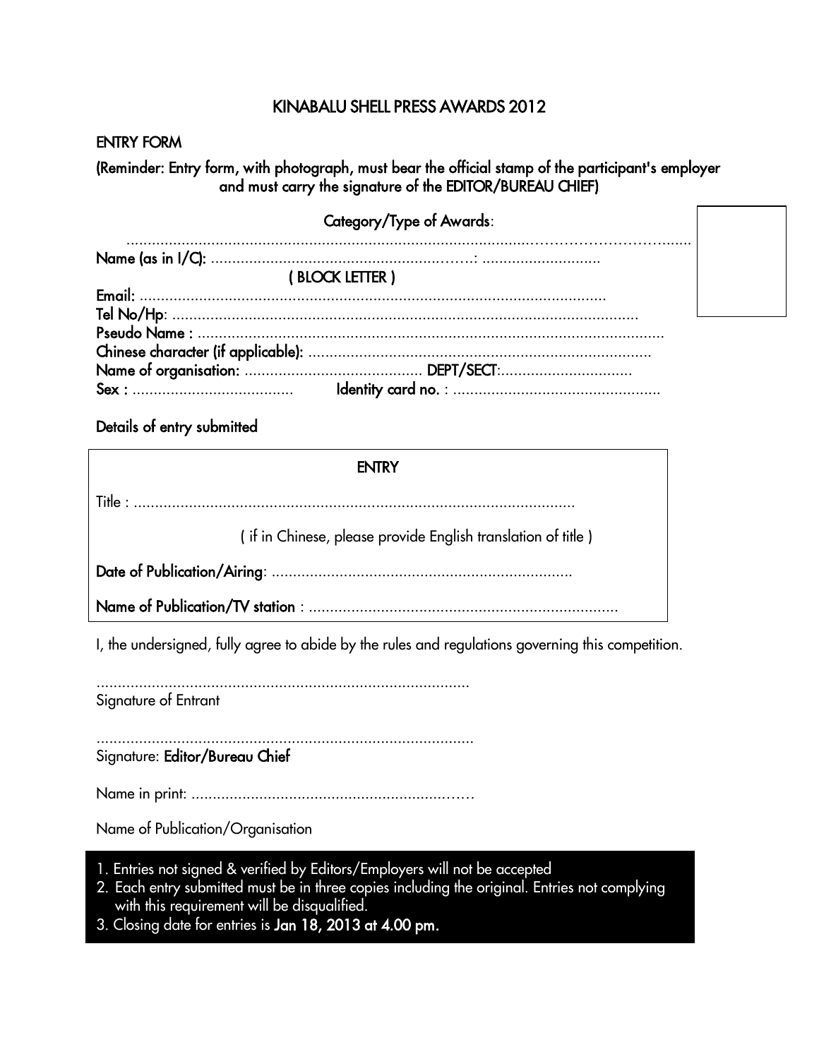# KINABALU SHELL PRESS AWARDS 2012

## ENTRY FORM

**(Reminder: Entry form, with photograph, must bear the official stamp of the participant's employer and must carry the signature of the EDITOR/BUREAU CHIEF)**

**Category/Type of Awards**:

..........................................................................................................................................

**Name (as in I/C):** ...........................................................…….: ...........................

**( BLOCK LETTER )**

**Email:** ..............................................................................................................

**Tel No/Hp**: ...........................................................................................................

**Pseudo Name :** ..........................................................................................................

**Chinese character (if applicable):** .................................................................................

**Name of organisation:** .......................................... **DEPT/SECT:**...............................

**Sex :** ...................................... **Identity card no.** : .................................................

**Details of entry submitted**

| ENTRY |
|---|
| Title : ........................................................................................................ |
| ( if in Chinese, please provide English translation of title ) |
| **Date of Publication/Airing**: ....................................................................... |
| **Name of Publication/TV station** : ......................................................................... |

I, the undersigned, fully agree to abide by the rules and regulations governing this competition.

.........................................................................................

Signature of Entrant

.........................................................................................

Signature: **Editor/Bureau Chief**

Name in print: ...................................................................

Name of Publication/Organisation

1. Entries not signed & verified by Editors/Employers will not be accepted
2. Each entry submitted must be in three copies including the original. Entries not complying with this requirement will be disqualified.
3. Closing date for entries is **Jan 18, 2013 at 4.00 pm.**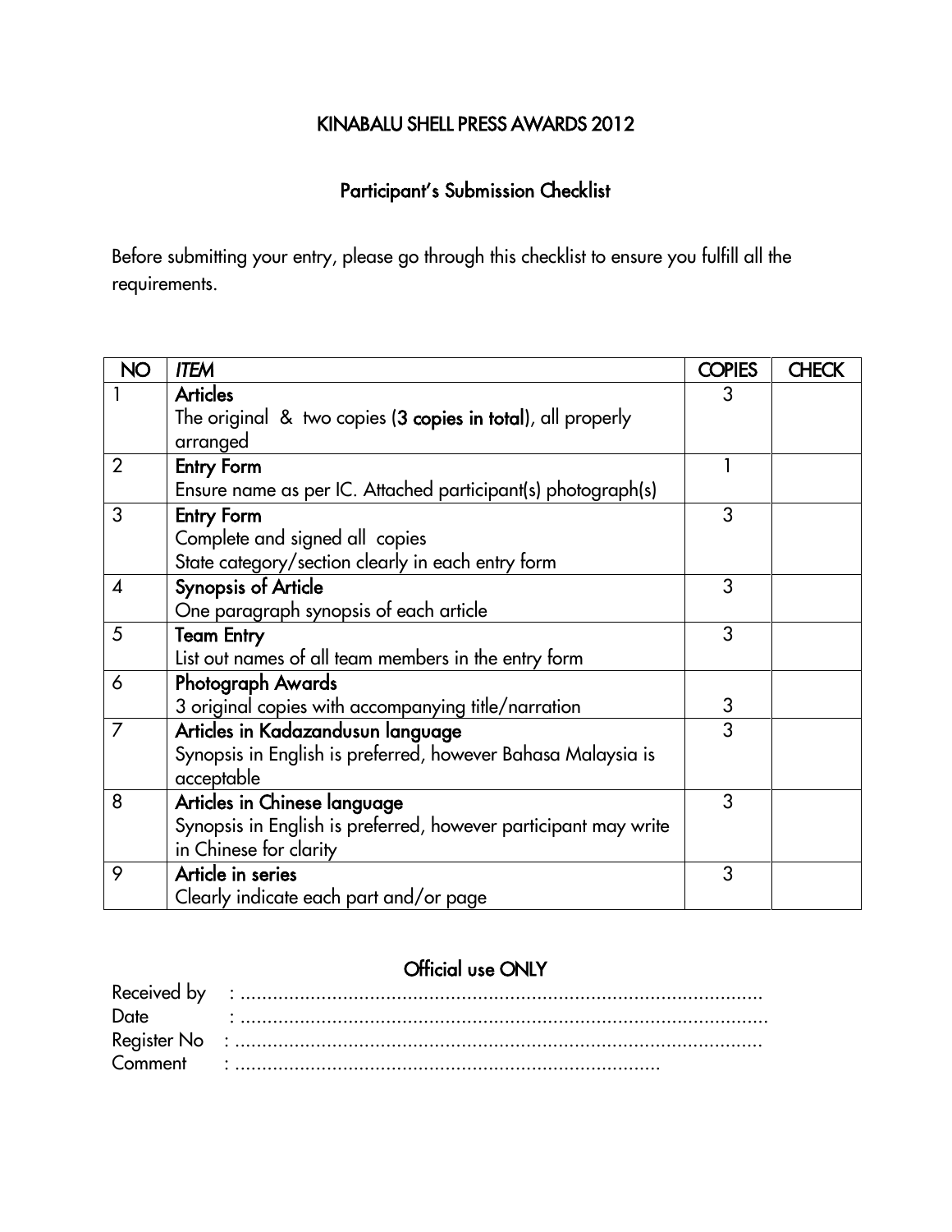# KINABALU SHELL PRESS AWARDS 2012

## Participant's Submission Checklist

Before submitting your entry, please go through this checklist to ensure you fulfill all the requirements.

| NO | *ITEM* | COPIES | CHECK |
|---|---|---|---|
| 1 | **Articles**<br>The original & two copies (**3 copies in total**), all properly arranged | 3 | |
| 2 | **Entry Form**<br>Ensure name as per IC. Attached participant(s) photograph(s) | 1 | |
| 3 | **Entry Form**<br>Complete and signed all copies<br>State category/section clearly in each entry form | 3 | |
| 4 | **Synopsis of Article**<br>One paragraph synopsis of each article | 3 | |
| 5 | **Team Entry**<br>List out names of all team members in the entry form | 3 | |
| 6 | **Photograph Awards**<br>3 original copies with accompanying title/narration | 3 | |
| 7 | **Articles in Kadazandusun language**<br>Synopsis in English is preferred, however Bahasa Malaysia is acceptable | 3 | |
| 8 | **Articles in Chinese language**<br>Synopsis in English is preferred, however participant may write in Chinese for clarity | 3 | |
| 9 | **Article in series**<br>Clearly indicate each part and/or page | 3 | |

## Official use ONLY

Received by : ..................................................................................................

Date : ..................................................................................................

Register No : ..................................................................................................

Comment : ..............................................................................